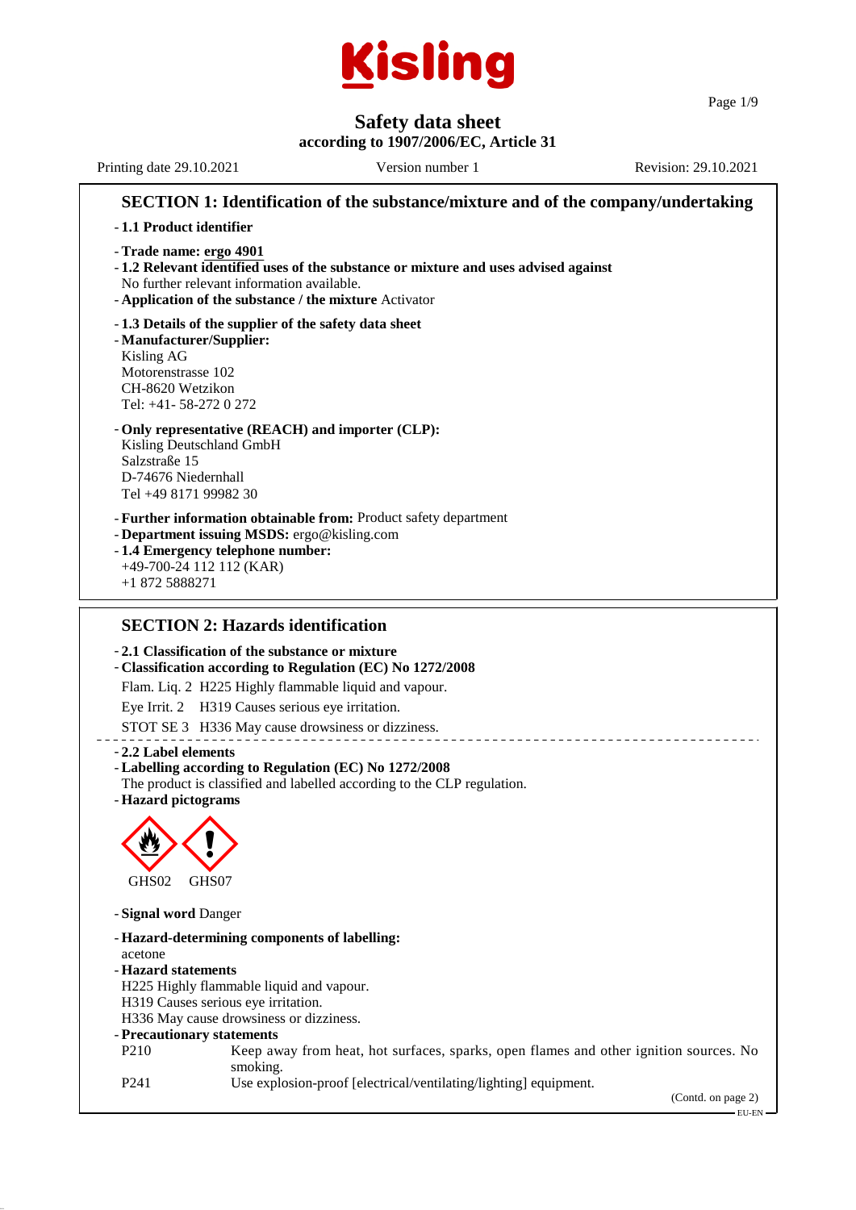Kisling

# Safety data sheet

**according to 1907/2006/EC, Article 31**

Printing date 29.10.2021 | Version number 1 | Revision: 29.10.2021

## SECTION 1: Identification of the substance/mixture and of the company/undertaking

- **1.1 Product identifier**

- **Trade name: ergo 4901**
- **1.2 Relevant identified uses of the substance or mixture and uses advised against**
  No further relevant information available.
- **Application of the substance / the mixture** Activator

- **1.3 Details of the supplier of the safety data sheet**
- **Manufacturer/Supplier:**
  Kisling AG
  Motorenstrasse 102
  CH-8620 Wetzikon
  Tel: +41- 58-272 0 272

- **Only representative (REACH) and importer (CLP):**
  Kisling Deutschland GmbH
  Salzstraße 15
  D-74676 Niedernhall
  Tel +49 8171 99982 30

- **Further information obtainable from:** Product safety department
- **Department issuing MSDS:** ergo@kisling.com
- **1.4 Emergency telephone number:**
  +49-700-24 112 112 (KAR)
  +1 872 5888271

## SECTION 2: Hazards identification

- **2.1 Classification of the substance or mixture**
- **Classification according to Regulation (EC) No 1272/2008**

  Flam. Liq. 2 H225 Highly flammable liquid and vapour.

  Eye Irrit. 2 H319 Causes serious eye irritation.

  STOT SE 3 H336 May cause drowsiness or dizziness.

- **2.2 Label elements**
- **Labelling according to Regulation (EC) No 1272/2008**
  The product is classified and labelled according to the CLP regulation.
- **Hazard pictograms**

GHS02 GHS07

- **Signal word** Danger

- **Hazard-determining components of labelling:**
  acetone
- **Hazard statements**
  H225 Highly flammable liquid and vapour.
  H319 Causes serious eye irritation.
  H336 May cause drowsiness or dizziness.
- **Precautionary statements**

| | |
|---|---|
| P210 | Keep away from heat, hot surfaces, sparks, open flames and other ignition sources. No smoking. |
| P241 | Use explosion-proof [electrical/ventilating/lighting] equipment. |

(Contd. on page 2)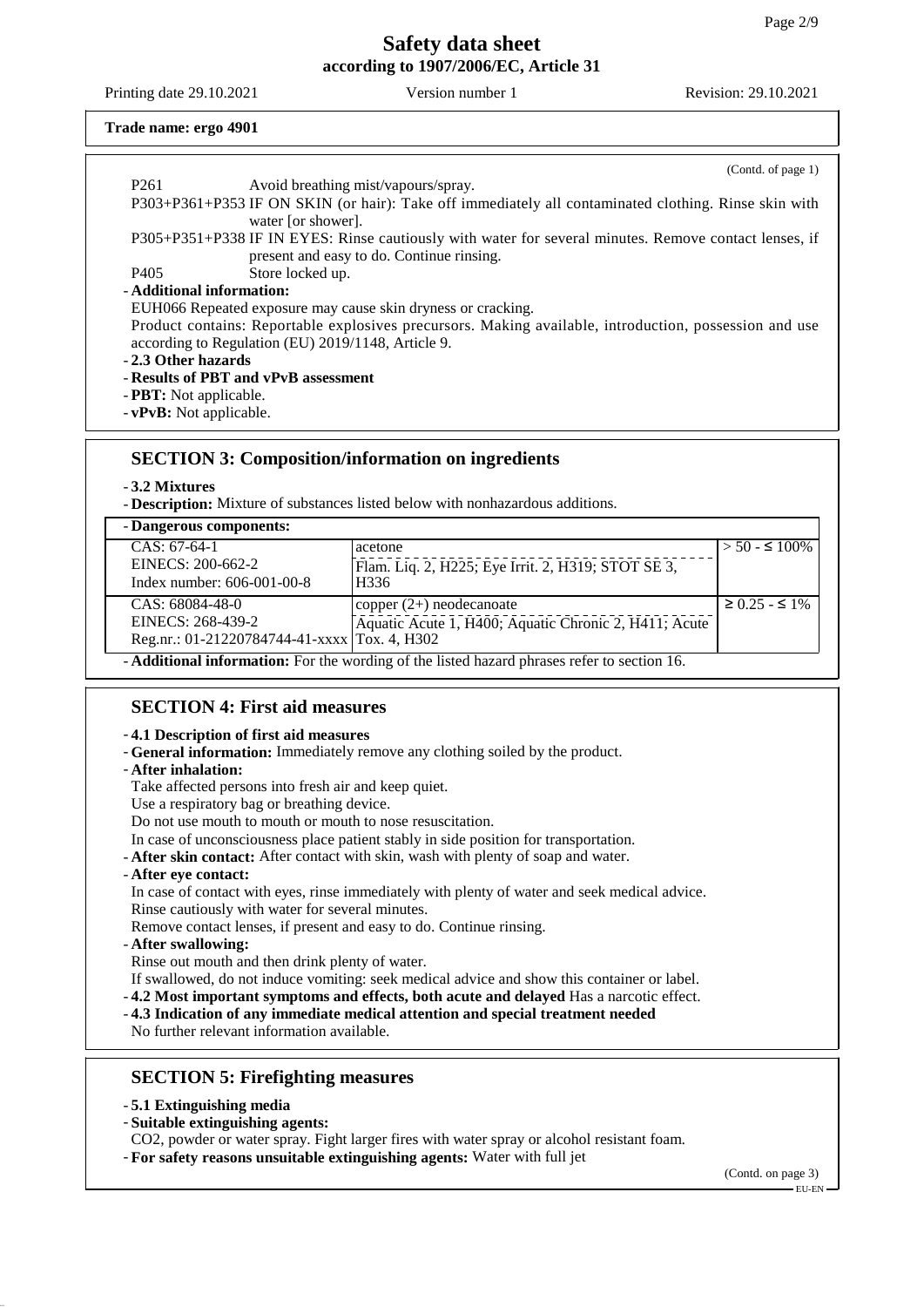**Trade name: ergo 4901**

(Contd. of page 1)

P261 Avoid breathing mist/vapours/spray.

P303+P361+P353 IF ON SKIN (or hair): Take off immediately all contaminated clothing. Rinse skin with water [or shower].

P305+P351+P338 IF IN EYES: Rinse cautiously with water for several minutes. Remove contact lenses, if present and easy to do. Continue rinsing.

P405 Store locked up.

- **Additional information:**

EUH066 Repeated exposure may cause skin dryness or cracking.

Product contains: Reportable explosives precursors. Making available, introduction, possession and use according to Regulation (EU) 2019/1148, Article 9.

- **2.3 Other hazards**
- **Results of PBT and vPvB assessment**
- **PBT:** Not applicable.
- **vPvB:** Not applicable.

## SECTION 3: Composition/information on ingredients

- **3.2 Mixtures**
- **Description:** Mixture of substances listed below with nonhazardous additions.

- **Dangerous components:**

| Identifiers | Component / Classification | Concentration |
|---|---|---|
| CAS: 67-64-1<br>EINECS: 200-662-2<br>Index number: 606-001-00-8 | acetone<br>Flam. Liq. 2, H225; Eye Irrit. 2, H319; STOT SE 3, H336 | > 50 - ≤ 100% |
| CAS: 68084-48-0<br>EINECS: 268-439-2<br>Reg.nr.: 01-21220784744-41-xxxx | copper (2+) neodecanoate<br>Aquatic Acute 1, H400; Aquatic Chronic 2, H411; Acute Tox. 4, H302 | ≥ 0.25 - ≤ 1% |

- **Additional information:** For the wording of the listed hazard phrases refer to section 16.

## SECTION 4: First aid measures

- **4.1 Description of first aid measures**
- **General information:** Immediately remove any clothing soiled by the product.
- **After inhalation:**

Take affected persons into fresh air and keep quiet.

Use a respiratory bag or breathing device.

Do not use mouth to mouth or mouth to nose resuscitation.

In case of unconsciousness place patient stably in side position for transportation.

- **After skin contact:** After contact with skin, wash with plenty of soap and water.
- **After eye contact:**

In case of contact with eyes, rinse immediately with plenty of water and seek medical advice.

Rinse cautiously with water for several minutes.

Remove contact lenses, if present and easy to do. Continue rinsing.

- **After swallowing:**

Rinse out mouth and then drink plenty of water.

If swallowed, do not induce vomiting: seek medical advice and show this container or label.

- **4.2 Most important symptoms and effects, both acute and delayed** Has a narcotic effect.
- **4.3 Indication of any immediate medical attention and special treatment needed**

No further relevant information available.

## SECTION 5: Firefighting measures

- **5.1 Extinguishing media**
- **Suitable extinguishing agents:**

CO2, powder or water spray. Fight larger fires with water spray or alcohol resistant foam.

- **For safety reasons unsuitable extinguishing agents:** Water with full jet

(Contd. on page 3)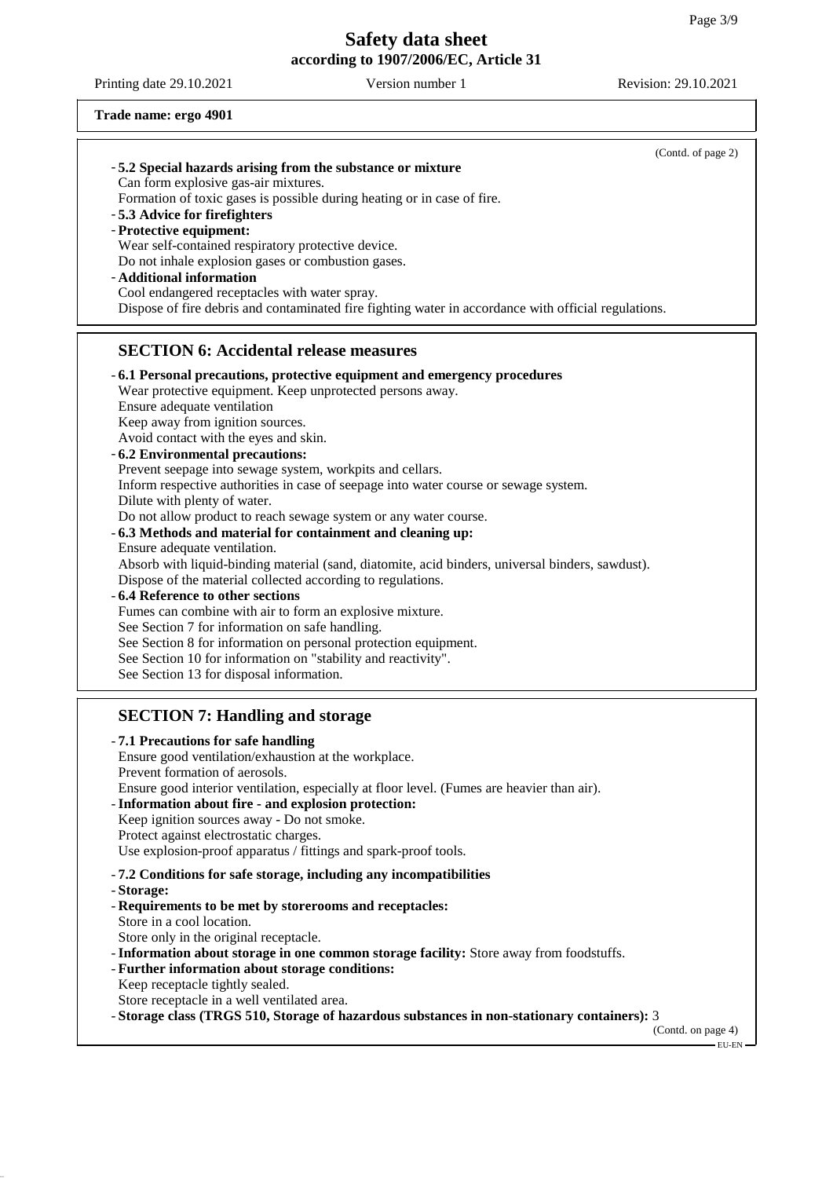**Trade name: ergo 4901**

(Contd. of page 2)

- **5.2 Special hazards arising from the substance or mixture**
  Can form explosive gas-air mixtures.
  Formation of toxic gases is possible during heating or in case of fire.
- **5.3 Advice for firefighters**
- **Protective equipment:**
  Wear self-contained respiratory protective device.
  Do not inhale explosion gases or combustion gases.
- **Additional information**
  Cool endangered receptacles with water spray.
  Dispose of fire debris and contaminated fire fighting water in accordance with official regulations.

## SECTION 6: Accidental release measures

- **6.1 Personal precautions, protective equipment and emergency procedures**
  Wear protective equipment. Keep unprotected persons away.
  Ensure adequate ventilation
  Keep away from ignition sources.
  Avoid contact with the eyes and skin.
- **6.2 Environmental precautions:**
  Prevent seepage into sewage system, workpits and cellars.
  Inform respective authorities in case of seepage into water course or sewage system.
  Dilute with plenty of water.
  Do not allow product to reach sewage system or any water course.
- **6.3 Methods and material for containment and cleaning up:**
  Ensure adequate ventilation.
  Absorb with liquid-binding material (sand, diatomite, acid binders, universal binders, sawdust).
  Dispose of the material collected according to regulations.
- **6.4 Reference to other sections**
  Fumes can combine with air to form an explosive mixture.
  See Section 7 for information on safe handling.
  See Section 8 for information on personal protection equipment.
  See Section 10 for information on "stability and reactivity".
  See Section 13 for disposal information.

## SECTION 7: Handling and storage

- **7.1 Precautions for safe handling**
  Ensure good ventilation/exhaustion at the workplace.
  Prevent formation of aerosols.
  Ensure good interior ventilation, especially at floor level. (Fumes are heavier than air).
- **Information about fire - and explosion protection:**
  Keep ignition sources away - Do not smoke.
  Protect against electrostatic charges.
  Use explosion-proof apparatus / fittings and spark-proof tools.

- **7.2 Conditions for safe storage, including any incompatibilities**
- **Storage:**
- **Requirements to be met by storerooms and receptacles:**
  Store in a cool location.
  Store only in the original receptacle.
- **Information about storage in one common storage facility:** Store away from foodstuffs.
- **Further information about storage conditions:**
  Keep receptacle tightly sealed.
  Store receptacle in a well ventilated area.
- **Storage class (TRGS 510, Storage of hazardous substances in non-stationary containers):** 3

(Contd. on page 4)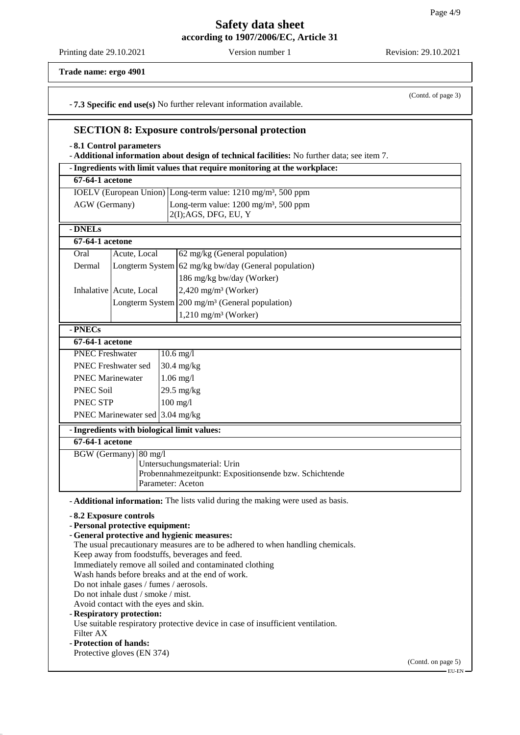**Trade name: ergo 4901**

(Contd. of page 3)

- **7.3 Specific end use(s)** No further relevant information available.

## SECTION 8: Exposure controls/personal protection

- **8.1 Control parameters**
- **Additional information about design of technical facilities:** No further data; see item 7.

- **Ingredients with limit values that require monitoring at the workplace:**

| 67-64-1 acetone | |
|---|---|
| IOELV (European Union) | Long-term value: 1210 mg/m³, 500 ppm |
| AGW (Germany) | Long-term value: 1200 mg/m³, 500 ppm<br>2(I);AGS, DFG, EU, Y |

- **DNELs**

| 67-64-1 acetone | | |
|---|---|---|
| Oral | Acute, Local | 62 mg/kg (General population) |
| Dermal | Longterm System | 62 mg/kg bw/day (General population) |
| | | 186 mg/kg bw/day (Worker) |
| Inhalative | Acute, Local | 2,420 mg/m³ (Worker) |
| | Longterm System | 200 mg/m³ (General population) |
| | | 1,210 mg/m³ (Worker) |

- **PNECs**

| 67-64-1 acetone | |
|---|---|
| PNEC Freshwater | 10.6 mg/l |
| PNEC Freshwater sed | 30.4 mg/kg |
| PNEC Marinewater | 1.06 mg/l |
| PNEC Soil | 29.5 mg/kg |
| PNEC STP | 100 mg/l |
| PNEC Marinewater sed | 3.04 mg/kg |

- **Ingredients with biological limit values:**

| 67-64-1 acetone | |
|---|---|
| BGW (Germany) | 80 mg/l<br>Untersuchungsmaterial: Urin<br>Probennahmezeitpunkt: Expositionsende bzw. Schichtende<br>Parameter: Aceton |

- **Additional information:** The lists valid during the making were used as basis.

- **8.2 Exposure controls**
- **Personal protective equipment:**
- **General protective and hygienic measures:**

  The usual precautionary measures are to be adhered to when handling chemicals.
  Keep away from foodstuffs, beverages and feed.
  Immediately remove all soiled and contaminated clothing
  Wash hands before breaks and at the end of work.
  Do not inhale gases / fumes / aerosols.
  Do not inhale dust / smoke / mist.
  Avoid contact with the eyes and skin.
- **Respiratory protection:**

  Use suitable respiratory protective device in case of insufficient ventilation.
  Filter AX
- **Protection of hands:**

  Protective gloves (EN 374)

(Contd. on page 5)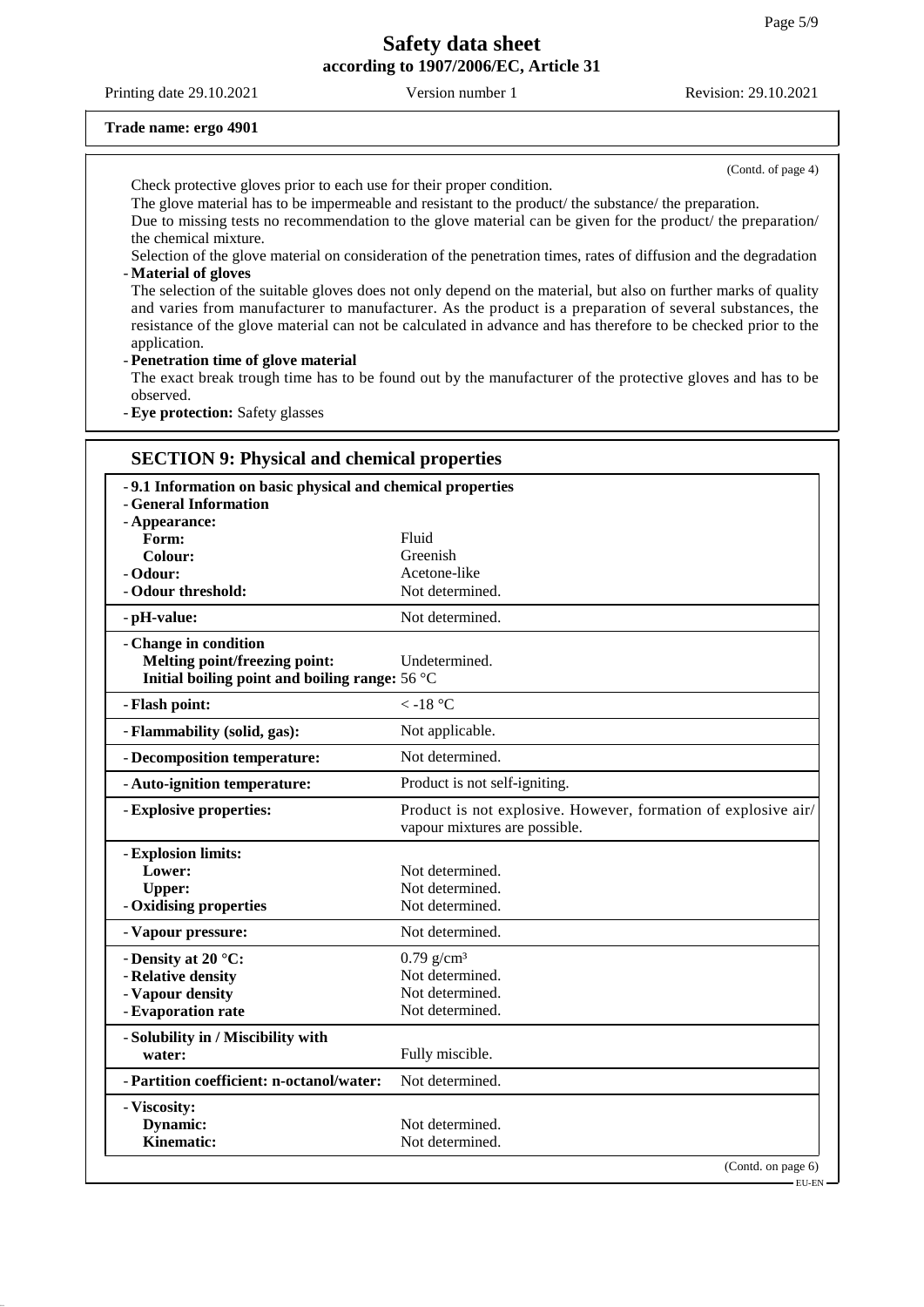**Trade name: ergo 4901**

(Contd. of page 4)

Check protective gloves prior to each use for their proper condition.

The glove material has to be impermeable and resistant to the product/ the substance/ the preparation.

Due to missing tests no recommendation to the glove material can be given for the product/ the preparation/ the chemical mixture.

Selection of the glove material on consideration of the penetration times, rates of diffusion and the degradation

- **Material of gloves**

The selection of the suitable gloves does not only depend on the material, but also on further marks of quality and varies from manufacturer to manufacturer. As the product is a preparation of several substances, the resistance of the glove material can not be calculated in advance and has therefore to be checked prior to the application.

- **Penetration time of glove material**

The exact break trough time has to be found out by the manufacturer of the protective gloves and has to be observed.

- **Eye protection:** Safety glasses

## SECTION 9: Physical and chemical properties

- **9.1 Information on basic physical and chemical properties**
- **General Information**
- **Appearance:**

| | |
|---|---|
| **Form:** | Fluid |
| **Colour:** | Greenish |
| - **Odour:** | Acetone-like |
| - **Odour threshold:** | Not determined. |
| - **pH-value:** | Not determined. |
| - **Change in condition** | |
| **Melting point/freezing point:** | Undetermined. |
| **Initial boiling point and boiling range:** | 56 °C |
| - **Flash point:** | < -18 °C |
| - **Flammability (solid, gas):** | Not applicable. |
| - **Decomposition temperature:** | Not determined. |
| - **Auto-ignition temperature:** | Product is not self-igniting. |
| - **Explosive properties:** | Product is not explosive. However, formation of explosive air/ vapour mixtures are possible. |
| - **Explosion limits:** | |
| **Lower:** | Not determined. |
| **Upper:** | Not determined. |
| - **Oxidising properties** | Not determined. |
| - **Vapour pressure:** | Not determined. |
| - **Density at 20 °C:** | 0.79 g/cm³ |
| - **Relative density** | Not determined. |
| - **Vapour density** | Not determined. |
| - **Evaporation rate** | Not determined. |
| - **Solubility in / Miscibility with water:** | Fully miscible. |
| - **Partition coefficient: n-octanol/water:** | Not determined. |
| - **Viscosity:** | |
| **Dynamic:** | Not determined. |
| **Kinematic:** | Not determined. |

(Contd. on page 6)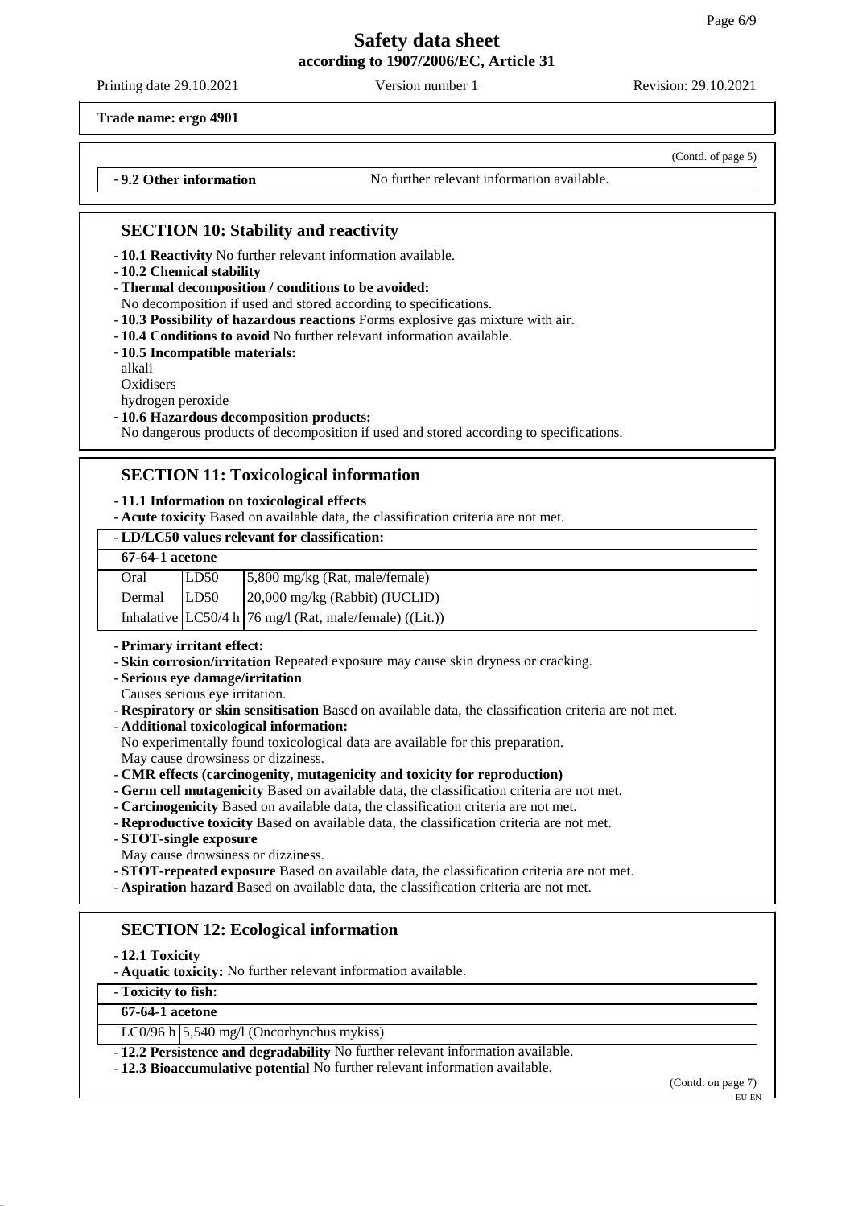**Trade name: ergo 4901**

(Contd. of page 5)

- **9.2 Other information** No further relevant information available.

## SECTION 10: Stability and reactivity

- **10.1 Reactivity** No further relevant information available.
- **10.2 Chemical stability**
- **Thermal decomposition / conditions to be avoided:**
  No decomposition if used and stored according to specifications.
- **10.3 Possibility of hazardous reactions** Forms explosive gas mixture with air.
- **10.4 Conditions to avoid** No further relevant information available.
- **10.5 Incompatible materials:**
  alkali
  Oxidisers
  hydrogen peroxide
- **10.6 Hazardous decomposition products:**
  No dangerous products of decomposition if used and stored according to specifications.

## SECTION 11: Toxicological information

- **11.1 Information on toxicological effects**
- **Acute toxicity** Based on available data, the classification criteria are not met.

| - LD/LC50 values relevant for classification: | | |
|---|---|---|
| **67-64-1 acetone** | | |
| Oral | LD50 | 5,800 mg/kg (Rat, male/female) |
| Dermal | LD50 | 20,000 mg/kg (Rabbit) (IUCLID) |
| Inhalative | LC50/4 h | 76 mg/l (Rat, male/female) ((Lit.)) |

- **Primary irritant effect:**
- **Skin corrosion/irritation** Repeated exposure may cause skin dryness or cracking.
- **Serious eye damage/irritation**
  Causes serious eye irritation.
- **Respiratory or skin sensitisation** Based on available data, the classification criteria are not met.
- **Additional toxicological information:**
  No experimentally found toxicological data are available for this preparation.
  May cause drowsiness or dizziness.
- **CMR effects (carcinogenity, mutagenicity and toxicity for reproduction)**
- **Germ cell mutagenicity** Based on available data, the classification criteria are not met.
- **Carcinogenicity** Based on available data, the classification criteria are not met.
- **Reproductive toxicity** Based on available data, the classification criteria are not met.
- **STOT-single exposure**
  May cause drowsiness or dizziness.
- **STOT-repeated exposure** Based on available data, the classification criteria are not met.
- **Aspiration hazard** Based on available data, the classification criteria are not met.

## SECTION 12: Ecological information

- **12.1 Toxicity**
- **Aquatic toxicity:** No further relevant information available.

| - Toxicity to fish: | |
|---|---|
| **67-64-1 acetone** | |
| LC0/96 h | 5,540 mg/l (Oncorhynchus mykiss) |

- **12.2 Persistence and degradability** No further relevant information available.
- **12.3 Bioaccumulative potential** No further relevant information available.

(Contd. on page 7)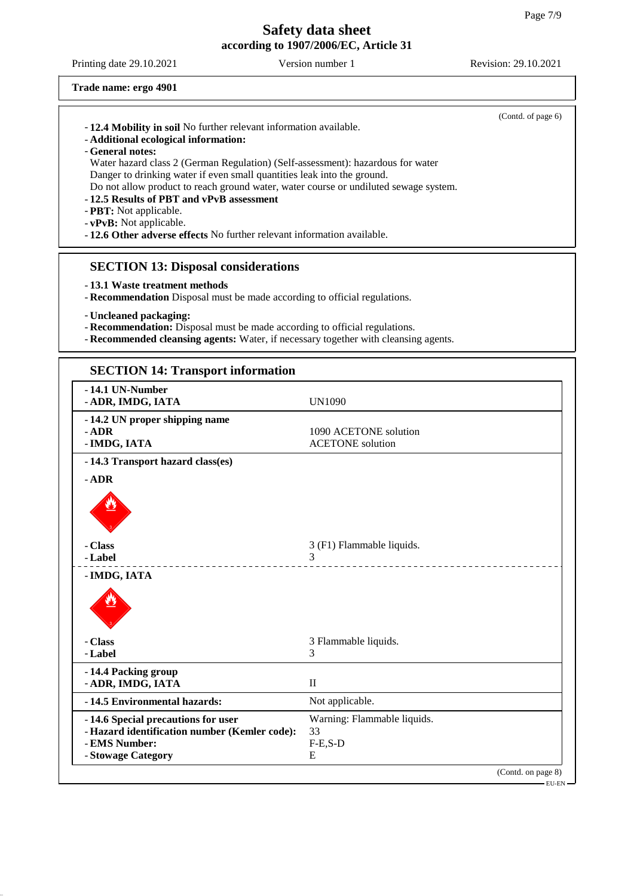**Trade name: ergo 4901**

(Contd. of page 6)

- **12.4 Mobility in soil** No further relevant information available.
- **Additional ecological information:**
- **General notes:**
  Water hazard class 2 (German Regulation) (Self-assessment): hazardous for water
  Danger to drinking water if even small quantities leak into the ground.
  Do not allow product to reach ground water, water course or undiluted sewage system.
- **12.5 Results of PBT and vPvB assessment**
- **PBT:** Not applicable.
- **vPvB:** Not applicable.
- **12.6 Other adverse effects** No further relevant information available.

## SECTION 13: Disposal considerations

- **13.1 Waste treatment methods**
- **Recommendation** Disposal must be made according to official regulations.

- **Uncleaned packaging:**
- **Recommendation:** Disposal must be made according to official regulations.
- **Recommended cleansing agents:** Water, if necessary together with cleansing agents.

## SECTION 14: Transport information

| | |
|---|---|
| **- 14.1 UN-Number**<br>**- ADR, IMDG, IATA** | UN1090 |
| **- 14.2 UN proper shipping name**<br>**- ADR**<br>**- IMDG, IATA** | <br>1090 ACETONE solution<br>ACETONE solution |
| **- 14.3 Transport hazard class(es)** | |
| **- ADR** | |
| **- Class**<br>**- Label** | 3 (F1) Flammable liquids.<br>3 |
| **- IMDG, IATA** | |
| **- Class**<br>**- Label** | 3 Flammable liquids.<br>3 |
| **- 14.4 Packing group**<br>**- ADR, IMDG, IATA** | <br>II |
| **- 14.5 Environmental hazards:** | Not applicable. |
| **- 14.6 Special precautions for user**<br>**- Hazard identification number (Kemler code):**<br>**- EMS Number:**<br>**- Stowage Category** | Warning: Flammable liquids.<br>33<br>F-E,S-D<br>E |

(Contd. on page 8)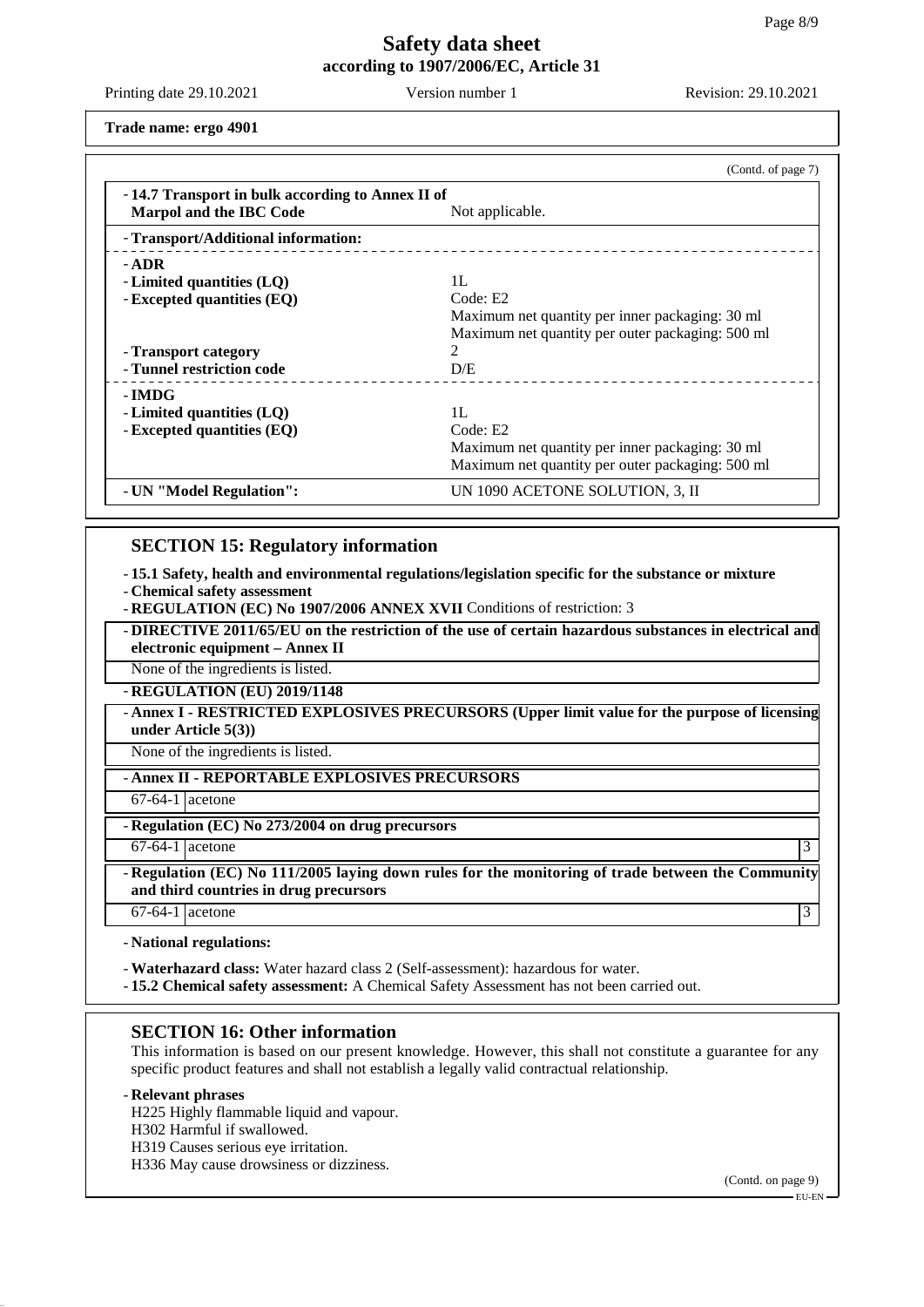**Trade name: ergo 4901**

(Contd. of page 7)

| | |
|---|---|
| **- 14.7 Transport in bulk according to Annex II of Marpol and the IBC Code** | Not applicable. |
| **- Transport/Additional information:** | |
| **- ADR** | |
| **- Limited quantities (LQ)** | 1L |
| **- Excepted quantities (EQ)** | Code: E2<br>Maximum net quantity per inner packaging: 30 ml<br>Maximum net quantity per outer packaging: 500 ml |
| **- Transport category** | 2 |
| **- Tunnel restriction code** | D/E |
| **- IMDG** | |
| **- Limited quantities (LQ)** | 1L |
| **- Excepted quantities (EQ)** | Code: E2<br>Maximum net quantity per inner packaging: 30 ml<br>Maximum net quantity per outer packaging: 500 ml |
| **- UN "Model Regulation":** | UN 1090 ACETONE SOLUTION, 3, II |

## SECTION 15: Regulatory information

- **15.1 Safety, health and environmental regulations/legislation specific for the substance or mixture**
- **Chemical safety assessment**
- **REGULATION (EC) No 1907/2006 ANNEX XVII** Conditions of restriction: 3

**- DIRECTIVE 2011/65/EU on the restriction of the use of certain hazardous substances in electrical and electronic equipment – Annex II**

None of the ingredients is listed.

**- REGULATION (EU) 2019/1148**

**- Annex I - RESTRICTED EXPLOSIVES PRECURSORS (Upper limit value for the purpose of licensing under Article 5(3))**

None of the ingredients is listed.

**- Annex II - REPORTABLE EXPLOSIVES PRECURSORS**

| | |
|---|---|
| 67-64-1 | acetone |

**- Regulation (EC) No 273/2004 on drug precursors**

| | | |
|---|---|---|
| 67-64-1 | acetone | 3 |

**- Regulation (EC) No 111/2005 laying down rules for the monitoring of trade between the Community and third countries in drug precursors**

| | | |
|---|---|---|
| 67-64-1 | acetone | 3 |

- **National regulations:**
- **Waterhazard class:** Water hazard class 2 (Self-assessment): hazardous for water.
- **15.2 Chemical safety assessment:** A Chemical Safety Assessment has not been carried out.

## SECTION 16: Other information

This information is based on our present knowledge. However, this shall not constitute a guarantee for any specific product features and shall not establish a legally valid contractual relationship.

- **Relevant phrases**

H225 Highly flammable liquid and vapour.
H302 Harmful if swallowed.
H319 Causes serious eye irritation.
H336 May cause drowsiness or dizziness.

(Contd. on page 9)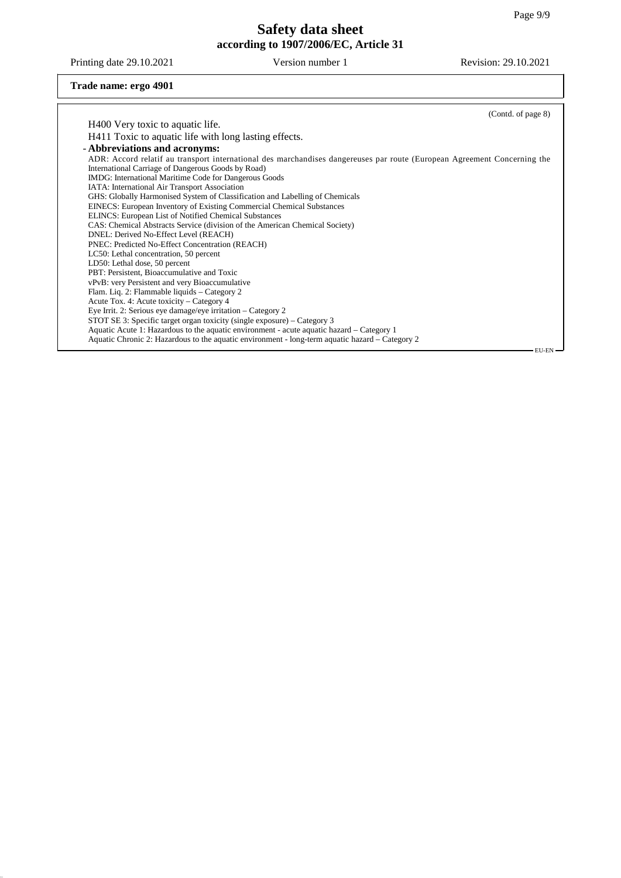(Contd. of page 8)

H400 Very toxic to aquatic life.

H411 Toxic to aquatic life with long lasting effects.

- **Abbreviations and acronyms:**

ADR: Accord relatif au transport international des marchandises dangereuses par route (European Agreement Concerning the International Carriage of Dangerous Goods by Road)
IMDG: International Maritime Code for Dangerous Goods
IATA: International Air Transport Association
GHS: Globally Harmonised System of Classification and Labelling of Chemicals
EINECS: European Inventory of Existing Commercial Chemical Substances
ELINCS: European List of Notified Chemical Substances
CAS: Chemical Abstracts Service (division of the American Chemical Society)
DNEL: Derived No-Effect Level (REACH)
PNEC: Predicted No-Effect Concentration (REACH)
LC50: Lethal concentration, 50 percent
LD50: Lethal dose, 50 percent
PBT: Persistent, Bioaccumulative and Toxic
vPvB: very Persistent and very Bioaccumulative
Flam. Liq. 2: Flammable liquids – Category 2
Acute Tox. 4: Acute toxicity – Category 4
Eye Irrit. 2: Serious eye damage/eye irritation – Category 2
STOT SE 3: Specific target organ toxicity (single exposure) – Category 3
Aquatic Acute 1: Hazardous to the aquatic environment - acute aquatic hazard – Category 1
Aquatic Chronic 2: Hazardous to the aquatic environment - long-term aquatic hazard – Category 2

EU-EN